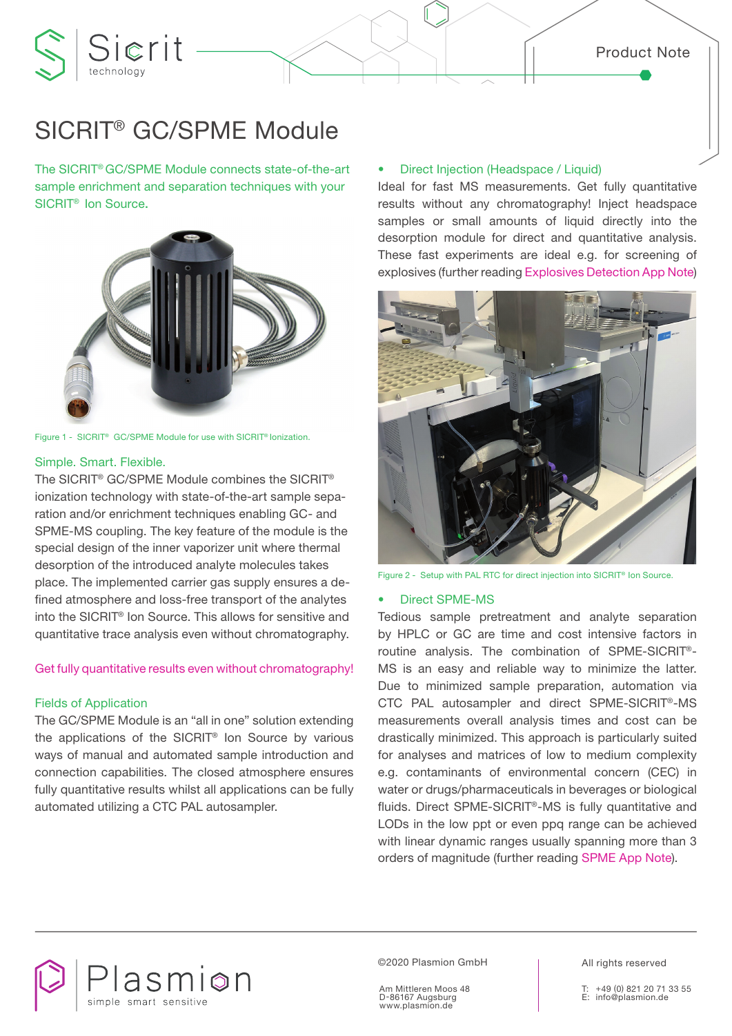Product Note

# SICRIT® GC/SPME Module

The SICRIT® GC/SPME Module connects state-of-the-art sample enrichment and separation techniques with your SICRIT® Ion Source.

Figure 1 - SICRIT® GC/SPME Module for use with SICRIT® Ionization.

## Simple. Smart. Flexible.

The SICRIT® GC/SPME Module combines the SICRIT® ionization technology with state-of-the-art sample separation and/or enrichment techniques enabling GC- and SPME-MS coupling. The key feature of the module is the special design of the inner vaporizer unit where thermal desorption of the introduced analyte molecules takes place. The implemented carrier gas supply ensures a defined atmosphere and loss-free transport of the analytes into the SICRIT® Ion Source. This allows for sensitive and quantitative trace analysis even without chromatography.

Get fully quantitative results even without chromatography!

## Fields of Application

The GC/SPME Module is an "all in one" solution extending the applications of the SICRIT® Ion Source by various ways of manual and automated sample introduction and connection capabilities. The closed atmosphere ensures fully quantitative results whilst all applications can be fully automated utilizing a CTC PAL autosampler.

- **Direct Injection (Headspace / Liquid)**

Ideal for fast MS measurements. Get fully quantitative results without any chromatography! Inject headspace samples or small amounts of liquid directly into the desorption module for direct and quantitative analysis. These fast experiments are ideal e.g. for screening of explosives (further reading Explosives Detection App Note)

Figure 2 - Setup with PAL RTC for direct injection into SICRIT® Ion Source.

- **Direct SPME-MS**

Tedious sample pretreatment and analyte separation by HPLC or GC are time and cost intensive factors in routine analysis. The combination of SPME-SICRIT®-MS is an easy and reliable way to minimize the latter. Due to minimized sample preparation, automation via CTC PAL autosampler and direct SPME-SICRIT®-MS measurements overall analysis times and cost can be drastically minimized. This approach is particularly suited for analyses and matrices of low to medium complexity e.g. contaminants of environmental concern (CEC) in water or drugs/pharmaceuticals in beverages or biological fluids. Direct SPME-SICRIT®-MS is fully quantitative and LODs in the low ppt or even ppq range can be achieved with linear dynamic ranges usually spanning more than 3 orders of magnitude (further reading SPME App Note).

©2020 Plasmion GmbH

Am Mittleren Moos 48
D-86167 Augsburg
www.plasmion.de

All rights reserved

T: +49 (0) 821 20 71 33 55
E: info@plasmion.de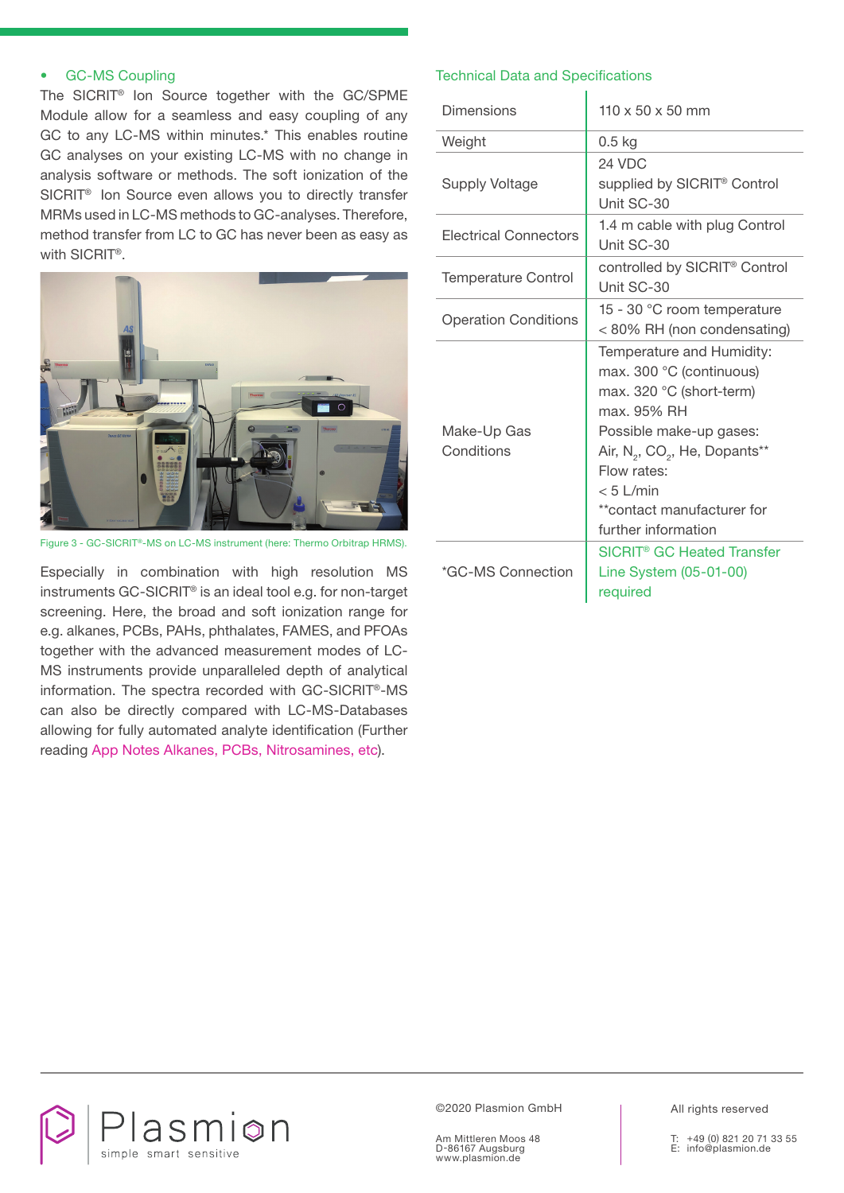- GC-MS Coupling

The SICRIT® Ion Source together with the GC/SPME Module allow for a seamless and easy coupling of any GC to any LC-MS within minutes.* This enables routine GC analyses on your existing LC-MS with no change in analysis software or methods. The soft ionization of the SICRIT® Ion Source even allows you to directly transfer MRMs used in LC-MS methods to GC-analyses. Therefore, method transfer from LC to GC has never been as easy as with SICRIT®.

Figure 3 - GC-SICRIT®-MS on LC-MS instrument (here: Thermo Orbitrap HRMS).

Especially in combination with high resolution MS instruments GC-SICRIT® is an ideal tool e.g. for non-target screening. Here, the broad and soft ionization range for e.g. alkanes, PCBs, PAHs, phthalates, FAMES, and PFOAs together with the advanced measurement modes of LC-MS instruments provide unparalleled depth of analytical information. The spectra recorded with GC-SICRIT®-MS can also be directly compared with LC-MS-Databases allowing for fully automated analyte identification (Further reading App Notes Alkanes, PCBs, Nitrosamines, etc).

## Technical Data and Specifications

| | |
|---|---|
| Dimensions | 110 x 50 x 50 mm |
| Weight | 0.5 kg |
| Supply Voltage | 24 VDC<br>supplied by SICRIT® Control Unit SC-30 |
| Electrical Connectors | 1.4 m cable with plug Control Unit SC-30 |
| Temperature Control | controlled by SICRIT® Control Unit SC-30 |
| Operation Conditions | 15 - 30 °C room temperature<br>< 80% RH (non condensating) |
| Make-Up Gas Conditions | Temperature and Humidity:<br>max. 300 °C (continuous)<br>max. 320 °C (short-term)<br>max. 95% RH<br>Possible make-up gases:<br>Air, $N_2$, $CO_2$, He, Dopants**<br>Flow rates:<br>< 5 L/min<br>**contact manufacturer for further information |
| *GC-MS Connection | SICRIT® GC Heated Transfer Line System (05-01-00) required |

Plasmion
simple smart sensitive

©2020 Plasmion GmbH

Am Mittleren Moos 48
D-86167 Augsburg
www.plasmion.de

All rights reserved

T: +49 (0) 821 20 71 33 55
E: info@plasmion.de